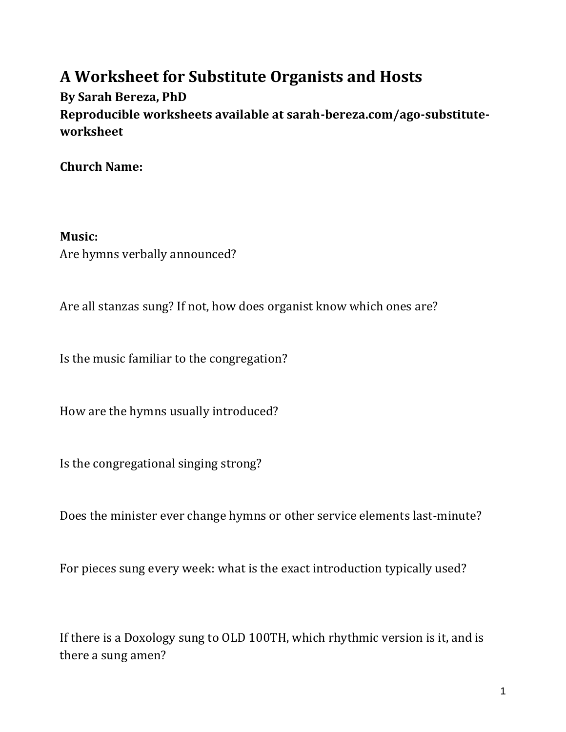# A Worksheet for Substitute Organists and Hosts

**By Sarah Bereza, PhD**

**Reproducible worksheets available at sarah-bereza.com/ago-substitute-worksheet**

**Church Name:**

**Music:**

Are hymns verbally announced?

Are all stanzas sung? If not, how does organist know which ones are?

Is the music familiar to the congregation?

How are the hymns usually introduced?

Is the congregational singing strong?

Does the minister ever change hymns or other service elements last-minute?

For pieces sung every week: what is the exact introduction typically used?

If there is a Doxology sung to OLD 100TH, which rhythmic version is it, and is there a sung amen?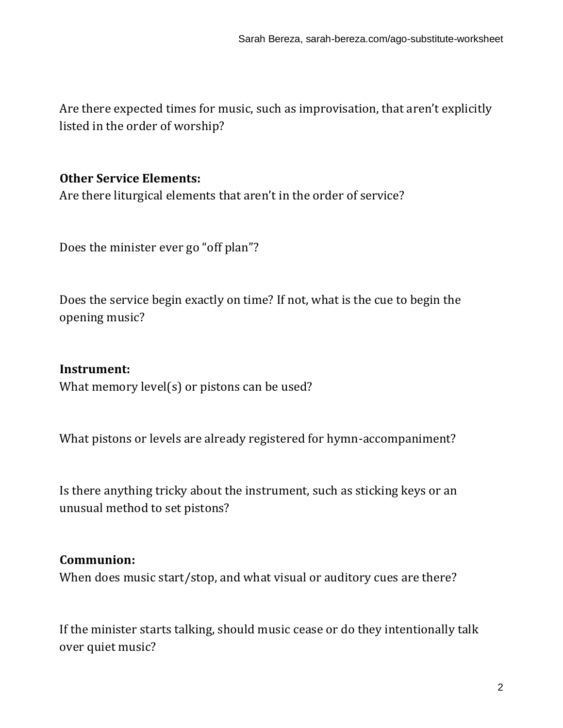Are there expected times for music, such as improvisation, that aren't explicitly listed in the order of worship?

**Other Service Elements:**

Are there liturgical elements that aren't in the order of service?

Does the minister ever go "off plan"?

Does the service begin exactly on time? If not, what is the cue to begin the opening music?

**Instrument:**

What memory level(s) or pistons can be used?

What pistons or levels are already registered for hymn-accompaniment?

Is there anything tricky about the instrument, such as sticking keys or an unusual method to set pistons?

**Communion:**

When does music start/stop, and what visual or auditory cues are there?

If the minister starts talking, should music cease or do they intentionally talk over quiet music?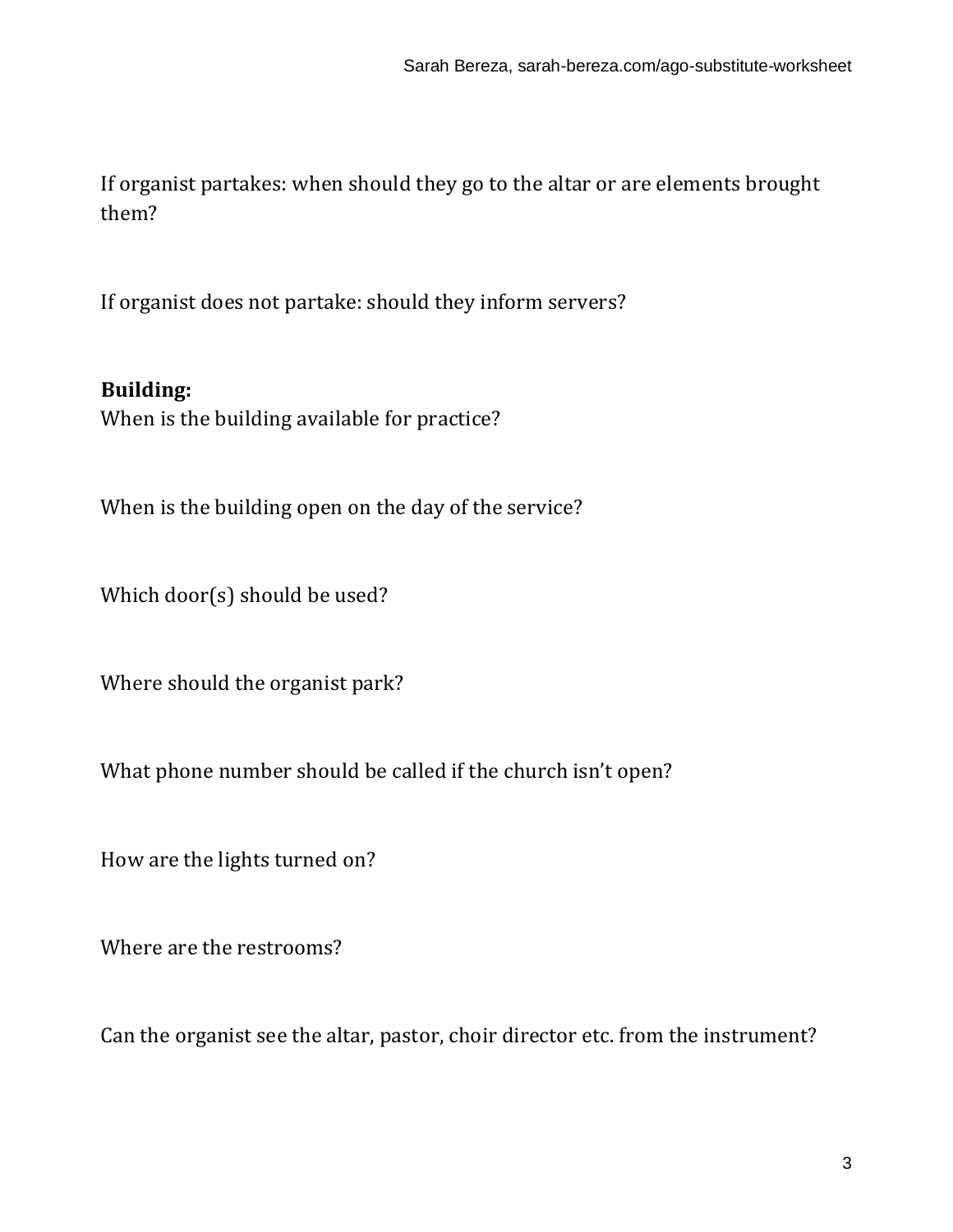If organist partakes: when should they go to the altar or are elements brought them?

If organist does not partake: should they inform servers?

**Building:**

When is the building available for practice?

When is the building open on the day of the service?

Which door(s) should be used?

Where should the organist park?

What phone number should be called if the church isn't open?

How are the lights turned on?

Where are the restrooms?

Can the organist see the altar, pastor, choir director etc. from the instrument?